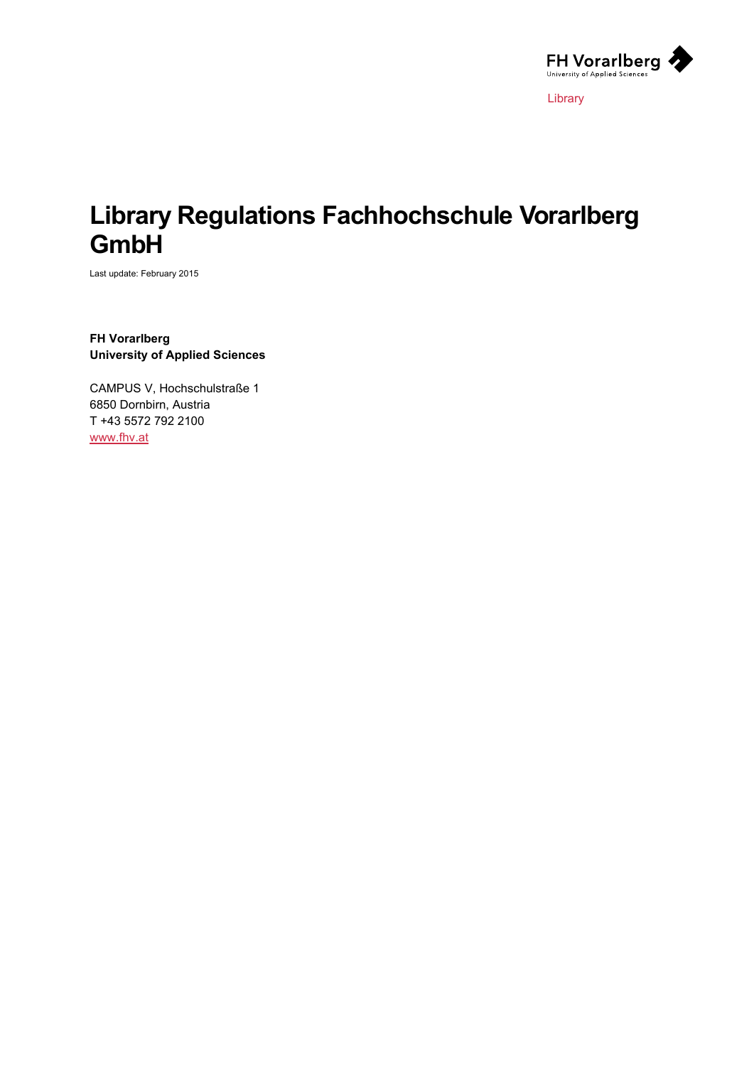FH Vorarlberg
University of Applied Sciences

Library

# Library Regulations Fachhochschule Vorarlberg GmbH

Last update: February 2015

**FH Vorarlberg**
**University of Applied Sciences**

CAMPUS V, Hochschulstraße 1
6850 Dornbirn, Austria
T +43 5572 792 2100
www.fhv.at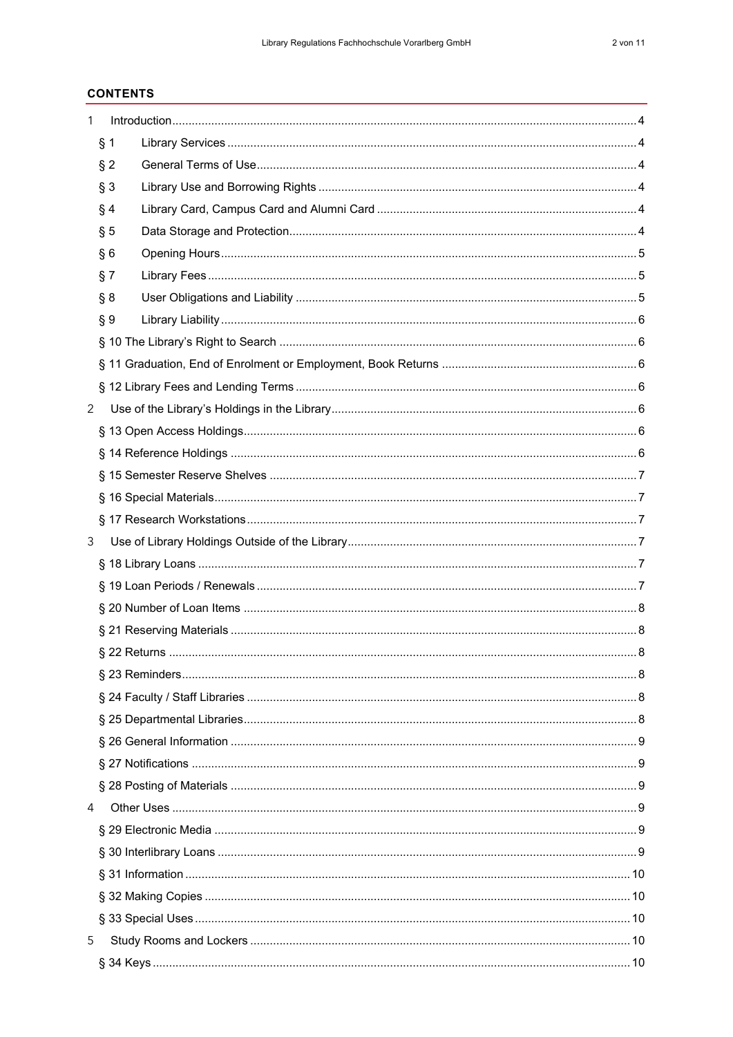## CONTENTS

1 Introduction ....................................................................................................................................... 4

§ 1 Library Services ........................................................................................................................... 4

§ 2 General Terms of Use.................................................................................................................. 4

§ 3 Library Use and Borrowing Rights ............................................................................................... 4

§ 4 Library Card, Campus Card and Alumni Card ............................................................................. 4

§ 5 Data Storage and Protection........................................................................................................ 4

§ 6 Opening Hours............................................................................................................................. 5

§ 7 Library Fees ................................................................................................................................ 5

§ 8 User Obligations and Liability ...................................................................................................... 5

§ 9 Library Liability ............................................................................................................................ 6

§ 10 The Library's Right to Search ..................................................................................................... 6

§ 11 Graduation, End of Enrolment or Employment, Book Returns ..................................................... 6

§ 12 Library Fees and Lending Terms ................................................................................................. 6

2 Use of the Library's Holdings in the Library ........................................................................................ 6

§ 13 Open Access Holdings................................................................................................................ 6

§ 14 Reference Holdings .................................................................................................................... 6

§ 15 Semester Reserve Shelves ......................................................................................................... 7

§ 16 Special Materials......................................................................................................................... 7

§ 17 Research Workstations ............................................................................................................... 7

3 Use of Library Holdings Outside of the Library.................................................................................... 7

§ 18 Library Loans .............................................................................................................................. 7

§ 19 Loan Periods / Renewals ............................................................................................................ 7

§ 20 Number of Loan Items ................................................................................................................ 8

§ 21 Reserving Materials .................................................................................................................... 8

§ 22 Returns ....................................................................................................................................... 8

§ 23 Reminders................................................................................................................................... 8

§ 24 Faculty / Staff Libraries ............................................................................................................... 8

§ 25 Departmental Libraries................................................................................................................ 8

§ 26 General Information .................................................................................................................... 9

§ 27 Notifications ................................................................................................................................ 9

§ 28 Posting of Materials .................................................................................................................... 9

4 Other Uses .......................................................................................................................................... 9

§ 29 Electronic Media ......................................................................................................................... 9

§ 30 Interlibrary Loans ........................................................................................................................ 9

§ 31 Information ................................................................................................................................ 10

§ 32 Making Copies .......................................................................................................................... 10

§ 33 Special Uses ............................................................................................................................. 10

5 Study Rooms and Lockers ................................................................................................................ 10

§ 34 Keys ......................................................................................................................................... 10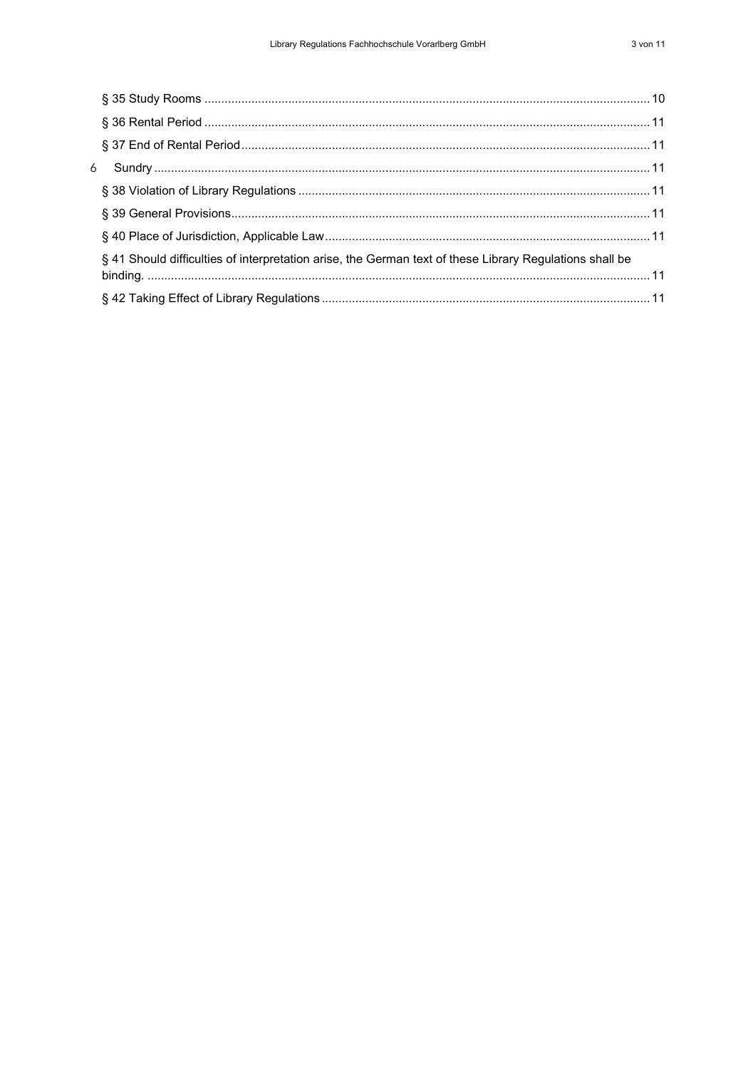§ 35 Study Rooms ............ 10

§ 36 Rental Period ............ 11

§ 37 End of Rental Period ............ 11

6 Sundry ............ 11

§ 38 Violation of Library Regulations ............ 11

§ 39 General Provisions ............ 11

§ 40 Place of Jurisdiction, Applicable Law ............ 11

§ 41 Should difficulties of interpretation arise, the German text of these Library Regulations shall be binding. ............ 11

§ 42 Taking Effect of Library Regulations ............ 11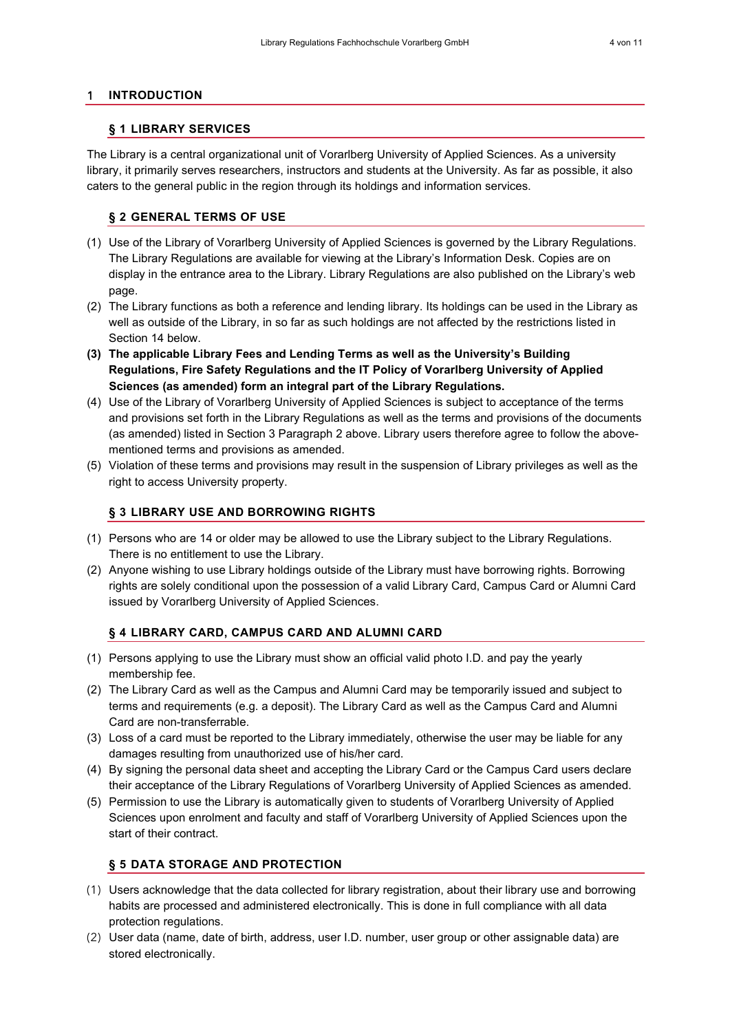# 1 INTRODUCTION

## § 1 LIBRARY SERVICES

The Library is a central organizational unit of Vorarlberg University of Applied Sciences. As a university library, it primarily serves researchers, instructors and students at the University. As far as possible, it also caters to the general public in the region through its holdings and information services.

## § 2 GENERAL TERMS OF USE

(1) Use of the Library of Vorarlberg University of Applied Sciences is governed by the Library Regulations. The Library Regulations are available for viewing at the Library's Information Desk. Copies are on display in the entrance area to the Library. Library Regulations are also published on the Library's web page.

(2) The Library functions as both a reference and lending library. Its holdings can be used in the Library as well as outside of the Library, in so far as such holdings are not affected by the restrictions listed in Section 14 below.

**(3) The applicable Library Fees and Lending Terms as well as the University's Building Regulations, Fire Safety Regulations and the IT Policy of Vorarlberg University of Applied Sciences (as amended) form an integral part of the Library Regulations.**

(4) Use of the Library of Vorarlberg University of Applied Sciences is subject to acceptance of the terms and provisions set forth in the Library Regulations as well as the terms and provisions of the documents (as amended) listed in Section 3 Paragraph 2 above. Library users therefore agree to follow the above-mentioned terms and provisions as amended.

(5) Violation of these terms and provisions may result in the suspension of Library privileges as well as the right to access University property.

## § 3 LIBRARY USE AND BORROWING RIGHTS

(1) Persons who are 14 or older may be allowed to use the Library subject to the Library Regulations. There is no entitlement to use the Library.

(2) Anyone wishing to use Library holdings outside of the Library must have borrowing rights. Borrowing rights are solely conditional upon the possession of a valid Library Card, Campus Card or Alumni Card issued by Vorarlberg University of Applied Sciences.

## § 4 LIBRARY CARD, CAMPUS CARD AND ALUMNI CARD

(1) Persons applying to use the Library must show an official valid photo I.D. and pay the yearly membership fee.

(2) The Library Card as well as the Campus and Alumni Card may be temporarily issued and subject to terms and requirements (e.g. a deposit). The Library Card as well as the Campus Card and Alumni Card are non-transferrable.

(3) Loss of a card must be reported to the Library immediately, otherwise the user may be liable for any damages resulting from unauthorized use of his/her card.

(4) By signing the personal data sheet and accepting the Library Card or the Campus Card users declare their acceptance of the Library Regulations of Vorarlberg University of Applied Sciences as amended.

(5) Permission to use the Library is automatically given to students of Vorarlberg University of Applied Sciences upon enrolment and faculty and staff of Vorarlberg University of Applied Sciences upon the start of their contract.

## § 5 DATA STORAGE AND PROTECTION

(1) Users acknowledge that the data collected for library registration, about their library use and borrowing habits are processed and administered electronically. This is done in full compliance with all data protection regulations.

(2) User data (name, date of birth, address, user I.D. number, user group or other assignable data) are stored electronically.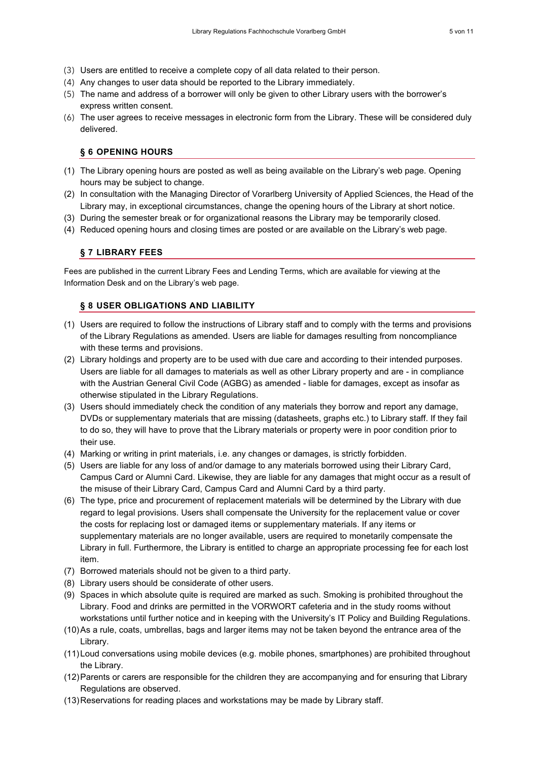(3) Users are entitled to receive a complete copy of all data related to their person.
(4) Any changes to user data should be reported to the Library immediately.
(5) The name and address of a borrower will only be given to other Library users with the borrower's express written consent.
(6) The user agrees to receive messages in electronic form from the Library. These will be considered duly delivered.

## § 6 OPENING HOURS

(1) The Library opening hours are posted as well as being available on the Library's web page. Opening hours may be subject to change.
(2) In consultation with the Managing Director of Vorarlberg University of Applied Sciences, the Head of the Library may, in exceptional circumstances, change the opening hours of the Library at short notice.
(3) During the semester break or for organizational reasons the Library may be temporarily closed.
(4) Reduced opening hours and closing times are posted or are available on the Library's web page.

## § 7 LIBRARY FEES

Fees are published in the current Library Fees and Lending Terms, which are available for viewing at the Information Desk and on the Library's web page.

## § 8 USER OBLIGATIONS AND LIABILITY

(1) Users are required to follow the instructions of Library staff and to comply with the terms and provisions of the Library Regulations as amended. Users are liable for damages resulting from noncompliance with these terms and provisions.
(2) Library holdings and property are to be used with due care and according to their intended purposes. Users are liable for all damages to materials as well as other Library property and are - in compliance with the Austrian General Civil Code (AGBG) as amended - liable for damages, except as insofar as otherwise stipulated in the Library Regulations.
(3) Users should immediately check the condition of any materials they borrow and report any damage, DVDs or supplementary materials that are missing (datasheets, graphs etc.) to Library staff. If they fail to do so, they will have to prove that the Library materials or property were in poor condition prior to their use.
(4) Marking or writing in print materials, i.e. any changes or damages, is strictly forbidden.
(5) Users are liable for any loss of and/or damage to any materials borrowed using their Library Card, Campus Card or Alumni Card. Likewise, they are liable for any damages that might occur as a result of the misuse of their Library Card, Campus Card and Alumni Card by a third party.
(6) The type, price and procurement of replacement materials will be determined by the Library with due regard to legal provisions. Users shall compensate the University for the replacement value or cover the costs for replacing lost or damaged items or supplementary materials. If any items or supplementary materials are no longer available, users are required to monetarily compensate the Library in full. Furthermore, the Library is entitled to charge an appropriate processing fee for each lost item.
(7) Borrowed materials should not be given to a third party.
(8) Library users should be considerate of other users.
(9) Spaces in which absolute quite is required are marked as such. Smoking is prohibited throughout the Library. Food and drinks are permitted in the VORWORT cafeteria and in the study rooms without workstations until further notice and in keeping with the University's IT Policy and Building Regulations.
(10) As a rule, coats, umbrellas, bags and larger items may not be taken beyond the entrance area of the Library.
(11) Loud conversations using mobile devices (e.g. mobile phones, smartphones) are prohibited throughout the Library.
(12) Parents or carers are responsible for the children they are accompanying and for ensuring that Library Regulations are observed.
(13) Reservations for reading places and workstations may be made by Library staff.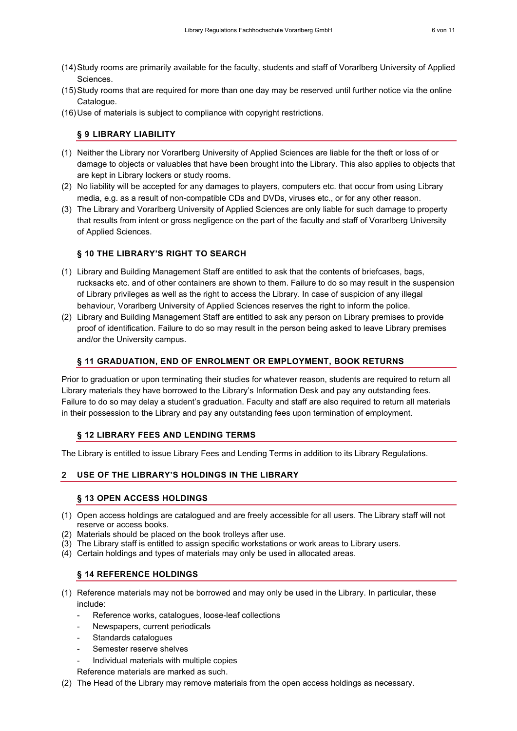(14) Study rooms are primarily available for the faculty, students and staff of Vorarlberg University of Applied Sciences.
(15) Study rooms that are required for more than one day may be reserved until further notice via the online Catalogue.
(16) Use of materials is subject to compliance with copyright restrictions.

### § 9 LIBRARY LIABILITY

(1) Neither the Library nor Vorarlberg University of Applied Sciences are liable for the theft or loss of or damage to objects or valuables that have been brought into the Library. This also applies to objects that are kept in Library lockers or study rooms.
(2) No liability will be accepted for any damages to players, computers etc. that occur from using Library media, e.g. as a result of non-compatible CDs and DVDs, viruses etc., or for any other reason.
(3) The Library and Vorarlberg University of Applied Sciences are only liable for such damage to property that results from intent or gross negligence on the part of the faculty and staff of Vorarlberg University of Applied Sciences.

### § 10 THE LIBRARY'S RIGHT TO SEARCH

(1) Library and Building Management Staff are entitled to ask that the contents of briefcases, bags, rucksacks etc. and of other containers are shown to them. Failure to do so may result in the suspension of Library privileges as well as the right to access the Library. In case of suspicion of any illegal behaviour, Vorarlberg University of Applied Sciences reserves the right to inform the police.
(2) Library and Building Management Staff are entitled to ask any person on Library premises to provide proof of identification. Failure to do so may result in the person being asked to leave Library premises and/or the University campus.

### § 11 GRADUATION, END OF ENROLMENT OR EMPLOYMENT, BOOK RETURNS

Prior to graduation or upon terminating their studies for whatever reason, students are required to return all Library materials they have borrowed to the Library's Information Desk and pay any outstanding fees. Failure to do so may delay a student's graduation. Faculty and staff are also required to return all materials in their possession to the Library and pay any outstanding fees upon termination of employment.

### § 12 LIBRARY FEES AND LENDING TERMS

The Library is entitled to issue Library Fees and Lending Terms in addition to its Library Regulations.

## 2 USE OF THE LIBRARY'S HOLDINGS IN THE LIBRARY

### § 13 OPEN ACCESS HOLDINGS

(1) Open access holdings are catalogued and are freely accessible for all users. The Library staff will not reserve or access books.
(2) Materials should be placed on the book trolleys after use.
(3) The Library staff is entitled to assign specific workstations or work areas to Library users.
(4) Certain holdings and types of materials may only be used in allocated areas.

### § 14 REFERENCE HOLDINGS

(1) Reference materials may not be borrowed and may only be used in the Library. In particular, these include:
   - Reference works, catalogues, loose-leaf collections
   - Newspapers, current periodicals
   - Standards catalogues
   - Semester reserve shelves
   - Individual materials with multiple copies

   Reference materials are marked as such.
(2) The Head of the Library may remove materials from the open access holdings as necessary.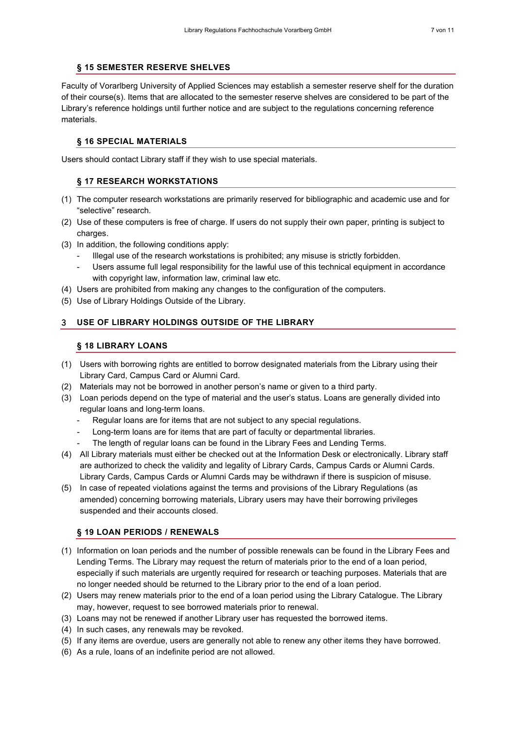### § 15 SEMESTER RESERVE SHELVES

Faculty of Vorarlberg University of Applied Sciences may establish a semester reserve shelf for the duration of their course(s). Items that are allocated to the semester reserve shelves are considered to be part of the Library's reference holdings until further notice and are subject to the regulations concerning reference materials.

### § 16 SPECIAL MATERIALS

Users should contact Library staff if they wish to use special materials.

### § 17 RESEARCH WORKSTATIONS

(1) The computer research workstations are primarily reserved for bibliographic and academic use and for "selective" research.
(2) Use of these computers is free of charge. If users do not supply their own paper, printing is subject to charges.
(3) In addition, the following conditions apply:
   - Illegal use of the research workstations is prohibited; any misuse is strictly forbidden.
   - Users assume full legal responsibility for the lawful use of this technical equipment in accordance with copyright law, information law, criminal law etc.
(4) Users are prohibited from making any changes to the configuration of the computers.
(5) Use of Library Holdings Outside of the Library.

## 3 USE OF LIBRARY HOLDINGS OUTSIDE OF THE LIBRARY

### § 18 LIBRARY LOANS

(1) Users with borrowing rights are entitled to borrow designated materials from the Library using their Library Card, Campus Card or Alumni Card.
(2) Materials may not be borrowed in another person's name or given to a third party.
(3) Loan periods depend on the type of material and the user's status. Loans are generally divided into regular loans and long-term loans.
   - Regular loans are for items that are not subject to any special regulations.
   - Long-term loans are for items that are part of faculty or departmental libraries.
   - The length of regular loans can be found in the Library Fees and Lending Terms.
(4) All Library materials must either be checked out at the Information Desk or electronically. Library staff are authorized to check the validity and legality of Library Cards, Campus Cards or Alumni Cards. Library Cards, Campus Cards or Alumni Cards may be withdrawn if there is suspicion of misuse.
(5) In case of repeated violations against the terms and provisions of the Library Regulations (as amended) concerning borrowing materials, Library users may have their borrowing privileges suspended and their accounts closed.

### § 19 LOAN PERIODS / RENEWALS

(1) Information on loan periods and the number of possible renewals can be found in the Library Fees and Lending Terms. The Library may request the return of materials prior to the end of a loan period, especially if such materials are urgently required for research or teaching purposes. Materials that are no longer needed should be returned to the Library prior to the end of a loan period.
(2) Users may renew materials prior to the end of a loan period using the Library Catalogue. The Library may, however, request to see borrowed materials prior to renewal.
(3) Loans may not be renewed if another Library user has requested the borrowed items.
(4) In such cases, any renewals may be revoked.
(5) If any items are overdue, users are generally not able to renew any other items they have borrowed.
(6) As a rule, loans of an indefinite period are not allowed.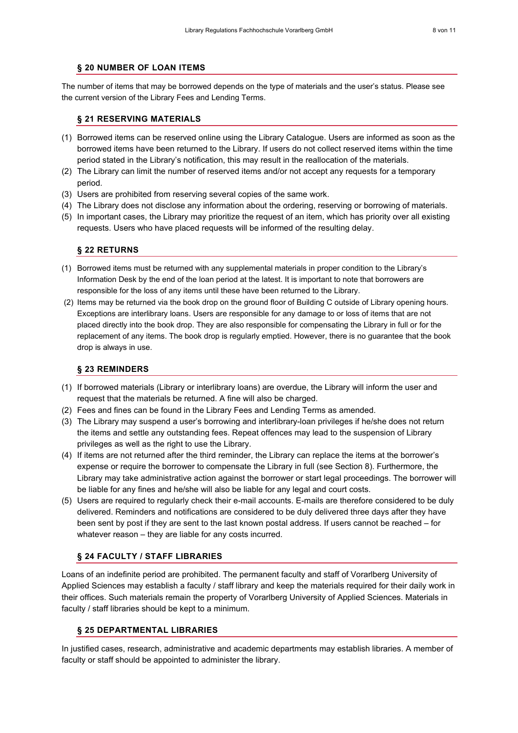## § 20 NUMBER OF LOAN ITEMS

The number of items that may be borrowed depends on the type of materials and the user's status. Please see the current version of the Library Fees and Lending Terms.

## § 21 RESERVING MATERIALS

(1) Borrowed items can be reserved online using the Library Catalogue. Users are informed as soon as the borrowed items have been returned to the Library. If users do not collect reserved items within the time period stated in the Library's notification, this may result in the reallocation of the materials.
(2) The Library can limit the number of reserved items and/or not accept any requests for a temporary period.
(3) Users are prohibited from reserving several copies of the same work.
(4) The Library does not disclose any information about the ordering, reserving or borrowing of materials.
(5) In important cases, the Library may prioritize the request of an item, which has priority over all existing requests. Users who have placed requests will be informed of the resulting delay.

## § 22 RETURNS

(1) Borrowed items must be returned with any supplemental materials in proper condition to the Library's Information Desk by the end of the loan period at the latest. It is important to note that borrowers are responsible for the loss of any items until these have been returned to the Library.
(2) Items may be returned via the book drop on the ground floor of Building C outside of Library opening hours. Exceptions are interlibrary loans. Users are responsible for any damage to or loss of items that are not placed directly into the book drop. They are also responsible for compensating the Library in full or for the replacement of any items. The book drop is regularly emptied. However, there is no guarantee that the book drop is always in use.

## § 23 REMINDERS

(1) If borrowed materials (Library or interlibrary loans) are overdue, the Library will inform the user and request that the materials be returned. A fine will also be charged.
(2) Fees and fines can be found in the Library Fees and Lending Terms as amended.
(3) The Library may suspend a user's borrowing and interlibrary-loan privileges if he/she does not return the items and settle any outstanding fees. Repeat offences may lead to the suspension of Library privileges as well as the right to use the Library.
(4) If items are not returned after the third reminder, the Library can replace the items at the borrower's expense or require the borrower to compensate the Library in full (see Section 8). Furthermore, the Library may take administrative action against the borrower or start legal proceedings. The borrower will be liable for any fines and he/she will also be liable for any legal and court costs.
(5) Users are required to regularly check their e-mail accounts. E-mails are therefore considered to be duly delivered. Reminders and notifications are considered to be duly delivered three days after they have been sent by post if they are sent to the last known postal address. If users cannot be reached – for whatever reason – they are liable for any costs incurred.

## § 24 FACULTY / STAFF LIBRARIES

Loans of an indefinite period are prohibited. The permanent faculty and staff of Vorarlberg University of Applied Sciences may establish a faculty / staff library and keep the materials required for their daily work in their offices. Such materials remain the property of Vorarlberg University of Applied Sciences. Materials in faculty / staff libraries should be kept to a minimum.

## § 25 DEPARTMENTAL LIBRARIES

In justified cases, research, administrative and academic departments may establish libraries. A member of faculty or staff should be appointed to administer the library.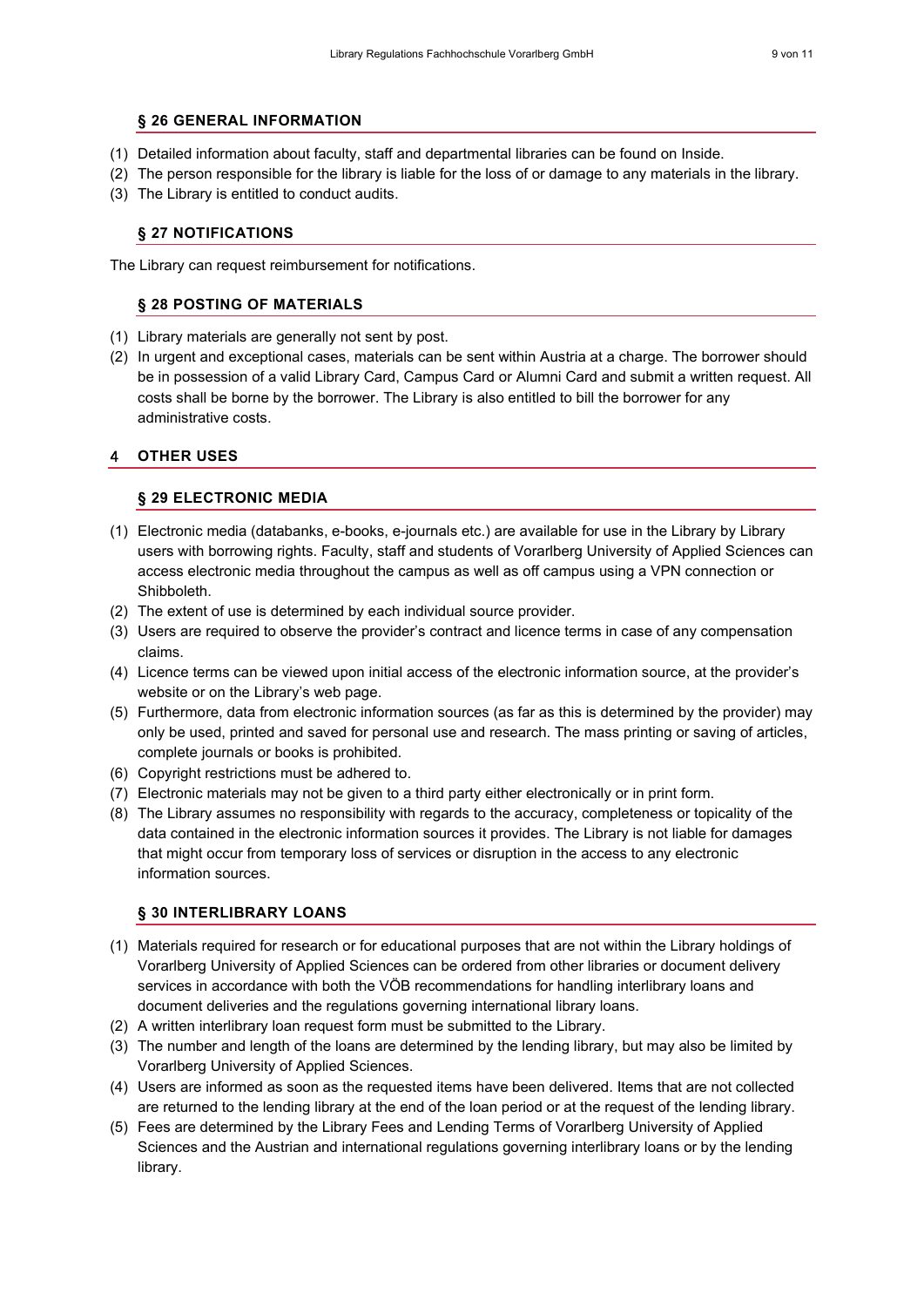### § 26 GENERAL INFORMATION

(1) Detailed information about faculty, staff and departmental libraries can be found on Inside.
(2) The person responsible for the library is liable for the loss of or damage to any materials in the library.
(3) The Library is entitled to conduct audits.

### § 27 NOTIFICATIONS

The Library can request reimbursement for notifications.

### § 28 POSTING OF MATERIALS

(1) Library materials are generally not sent by post.
(2) In urgent and exceptional cases, materials can be sent within Austria at a charge. The borrower should be in possession of a valid Library Card, Campus Card or Alumni Card and submit a written request. All costs shall be borne by the borrower. The Library is also entitled to bill the borrower for any administrative costs.

## 4 OTHER USES

### § 29 ELECTRONIC MEDIA

(1) Electronic media (databanks, e-books, e-journals etc.) are available for use in the Library by Library users with borrowing rights. Faculty, staff and students of Vorarlberg University of Applied Sciences can access electronic media throughout the campus as well as off campus using a VPN connection or Shibboleth.
(2) The extent of use is determined by each individual source provider.
(3) Users are required to observe the provider's contract and licence terms in case of any compensation claims.
(4) Licence terms can be viewed upon initial access of the electronic information source, at the provider's website or on the Library's web page.
(5) Furthermore, data from electronic information sources (as far as this is determined by the provider) may only be used, printed and saved for personal use and research. The mass printing or saving of articles, complete journals or books is prohibited.
(6) Copyright restrictions must be adhered to.
(7) Electronic materials may not be given to a third party either electronically or in print form.
(8) The Library assumes no responsibility with regards to the accuracy, completeness or topicality of the data contained in the electronic information sources it provides. The Library is not liable for damages that might occur from temporary loss of services or disruption in the access to any electronic information sources.

### § 30 INTERLIBRARY LOANS

(1) Materials required for research or for educational purposes that are not within the Library holdings of Vorarlberg University of Applied Sciences can be ordered from other libraries or document delivery services in accordance with both the VÖB recommendations for handling interlibrary loans and document deliveries and the regulations governing international library loans.
(2) A written interlibrary loan request form must be submitted to the Library.
(3) The number and length of the loans are determined by the lending library, but may also be limited by Vorarlberg University of Applied Sciences.
(4) Users are informed as soon as the requested items have been delivered. Items that are not collected are returned to the lending library at the end of the loan period or at the request of the lending library.
(5) Fees are determined by the Library Fees and Lending Terms of Vorarlberg University of Applied Sciences and the Austrian and international regulations governing interlibrary loans or by the lending library.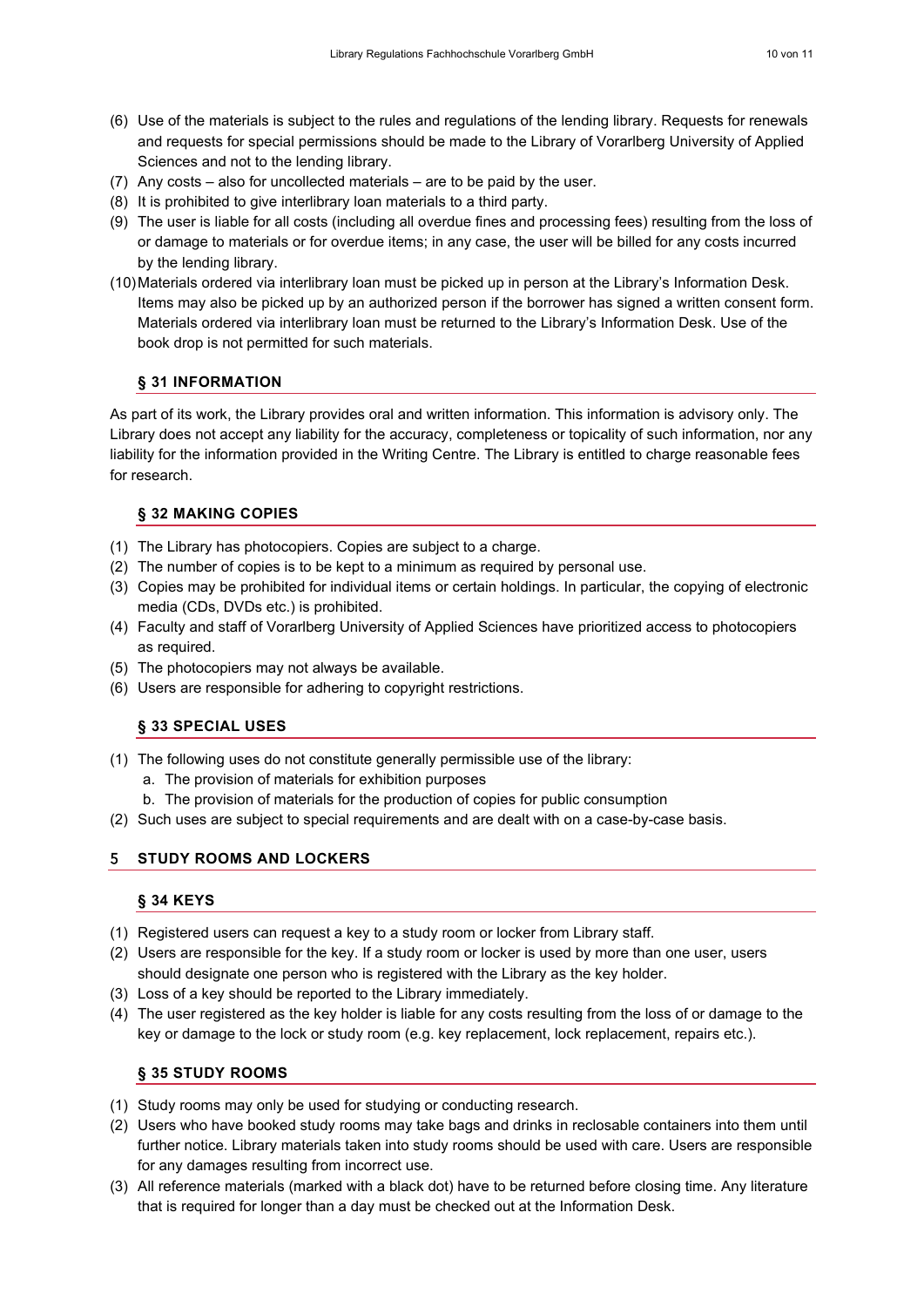(6) Use of the materials is subject to the rules and regulations of the lending library. Requests for renewals and requests for special permissions should be made to the Library of Vorarlberg University of Applied Sciences and not to the lending library.
(7) Any costs – also for uncollected materials – are to be paid by the user.
(8) It is prohibited to give interlibrary loan materials to a third party.
(9) The user is liable for all costs (including all overdue fines and processing fees) resulting from the loss of or damage to materials or for overdue items; in any case, the user will be billed for any costs incurred by the lending library.
(10) Materials ordered via interlibrary loan must be picked up in person at the Library's Information Desk. Items may also be picked up by an authorized person if the borrower has signed a written consent form. Materials ordered via interlibrary loan must be returned to the Library's Information Desk. Use of the book drop is not permitted for such materials.

### § 31 INFORMATION

As part of its work, the Library provides oral and written information. This information is advisory only. The Library does not accept any liability for the accuracy, completeness or topicality of such information, nor any liability for the information provided in the Writing Centre. The Library is entitled to charge reasonable fees for research.

### § 32 MAKING COPIES

(1) The Library has photocopiers. Copies are subject to a charge.
(2) The number of copies is to be kept to a minimum as required by personal use.
(3) Copies may be prohibited for individual items or certain holdings. In particular, the copying of electronic media (CDs, DVDs etc.) is prohibited.
(4) Faculty and staff of Vorarlberg University of Applied Sciences have prioritized access to photocopiers as required.
(5) The photocopiers may not always be available.
(6) Users are responsible for adhering to copyright restrictions.

### § 33 SPECIAL USES

(1) The following uses do not constitute generally permissible use of the library:
   a. The provision of materials for exhibition purposes
   b. The provision of materials for the production of copies for public consumption
(2) Such uses are subject to special requirements and are dealt with on a case-by-case basis.

## 5 STUDY ROOMS AND LOCKERS

### § 34 KEYS

(1) Registered users can request a key to a study room or locker from Library staff.
(2) Users are responsible for the key. If a study room or locker is used by more than one user, users should designate one person who is registered with the Library as the key holder.
(3) Loss of a key should be reported to the Library immediately.
(4) The user registered as the key holder is liable for any costs resulting from the loss of or damage to the key or damage to the lock or study room (e.g. key replacement, lock replacement, repairs etc.).

### § 35 STUDY ROOMS

(1) Study rooms may only be used for studying or conducting research.
(2) Users who have booked study rooms may take bags and drinks in reclosable containers into them until further notice. Library materials taken into study rooms should be used with care. Users are responsible for any damages resulting from incorrect use.
(3) All reference materials (marked with a black dot) have to be returned before closing time. Any literature that is required for longer than a day must be checked out at the Information Desk.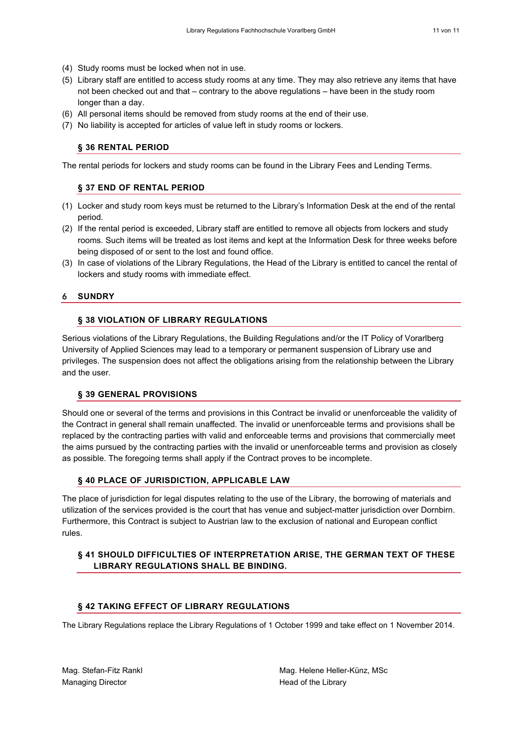(4) Study rooms must be locked when not in use.
(5) Library staff are entitled to access study rooms at any time. They may also retrieve any items that have not been checked out and that – contrary to the above regulations – have been in the study room longer than a day.
(6) All personal items should be removed from study rooms at the end of their use.
(7) No liability is accepted for articles of value left in study rooms or lockers.

### § 36 RENTAL PERIOD

The rental periods for lockers and study rooms can be found in the Library Fees and Lending Terms.

### § 37 END OF RENTAL PERIOD

(1) Locker and study room keys must be returned to the Library's Information Desk at the end of the rental period.
(2) If the rental period is exceeded, Library staff are entitled to remove all objects from lockers and study rooms. Such items will be treated as lost items and kept at the Information Desk for three weeks before being disposed of or sent to the lost and found office.
(3) In case of violations of the Library Regulations, the Head of the Library is entitled to cancel the rental of lockers and study rooms with immediate effect.

## 6 SUNDRY

### § 38 VIOLATION OF LIBRARY REGULATIONS

Serious violations of the Library Regulations, the Building Regulations and/or the IT Policy of Vorarlberg University of Applied Sciences may lead to a temporary or permanent suspension of Library use and privileges. The suspension does not affect the obligations arising from the relationship between the Library and the user.

### § 39 GENERAL PROVISIONS

Should one or several of the terms and provisions in this Contract be invalid or unenforceable the validity of the Contract in general shall remain unaffected. The invalid or unenforceable terms and provisions shall be replaced by the contracting parties with valid and enforceable terms and provisions that commercially meet the aims pursued by the contracting parties with the invalid or unenforceable terms and provision as closely as possible. The foregoing terms shall apply if the Contract proves to be incomplete.

### § 40 PLACE OF JURISDICTION, APPLICABLE LAW

The place of jurisdiction for legal disputes relating to the use of the Library, the borrowing of materials and utilization of the services provided is the court that has venue and subject-matter jurisdiction over Dornbirn. Furthermore, this Contract is subject to Austrian law to the exclusion of national and European conflict rules.

### § 41 SHOULD DIFFICULTIES OF INTERPRETATION ARISE, THE GERMAN TEXT OF THESE LIBRARY REGULATIONS SHALL BE BINDING.

### § 42 TAKING EFFECT OF LIBRARY REGULATIONS

The Library Regulations replace the Library Regulations of 1 October 1999 and take effect on 1 November 2014.

Mag. Stefan-Fitz Rankl
Managing Director

Mag. Helene Heller-Künz, MSc
Head of the Library